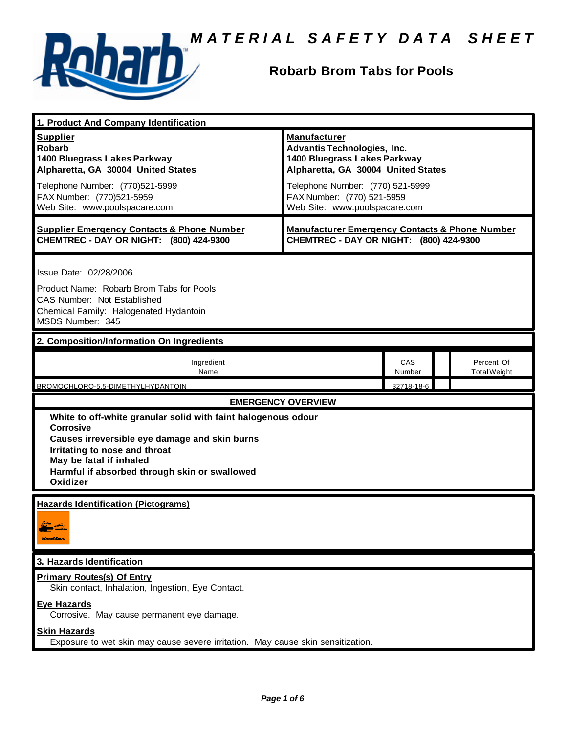# MATERIAL SAFETY DATA SHEET

## Robarb Brom Tabs for Pools

## 1. Product And Company Identification

| **Supplier** | **Manufacturer** |
|---|---|
| **Robarb**<br>**1400 Bluegrass Lakes Parkway**<br>**Alpharetta, GA 30004 United States** | **Advantis Technologies, Inc.**<br>**1400 Bluegrass Lakes Parkway**<br>**Alpharetta, GA 30004 United States** |
| Telephone Number: (770)521-5999<br>FAX Number: (770)521-5959<br>Web Site: www.poolspacare.com | Telephone Number: (770) 521-5999<br>FAX Number: (770) 521-5959<br>Web Site: www.poolspacare.com |
| **Supplier Emergency Contacts & Phone Number**<br>**CHEMTREC - DAY OR NIGHT: (800) 424-9300** | **Manufacturer Emergency Contacts & Phone Number**<br>**CHEMTREC - DAY OR NIGHT: (800) 424-9300** |

Issue Date: 02/28/2006

Product Name: Robarb Brom Tabs for Pools
CAS Number: Not Established
Chemical Family: Halogenated Hydantoin
MSDS Number: 345

## 2. Composition/Information On Ingredients

| Ingredient Name | CAS Number | | Percent Of Total Weight |
|---|---|---|---|
| BROMOCHLORO-5,5-DIMETHYLHYDANTOIN | 32718-18-6 | | |

### EMERGENCY OVERVIEW

**White to off-white granular solid with faint halogenous odour**
**Corrosive**
**Causes irreversible eye damage and skin burns**
**Irritating to nose and throat**
**May be fatal if inhaled**
**Harmful if absorbed through skin or swallowed**
**Oxidizer**

### Hazards Identification (Pictograms)

## 3. Hazards Identification

**Primary Routes(s) Of Entry**
Skin contact, Inhalation, Ingestion, Eye Contact.

**Eye Hazards**
Corrosive. May cause permanent eye damage.

**Skin Hazards**
Exposure to wet skin may cause severe irritation. May cause skin sensitization.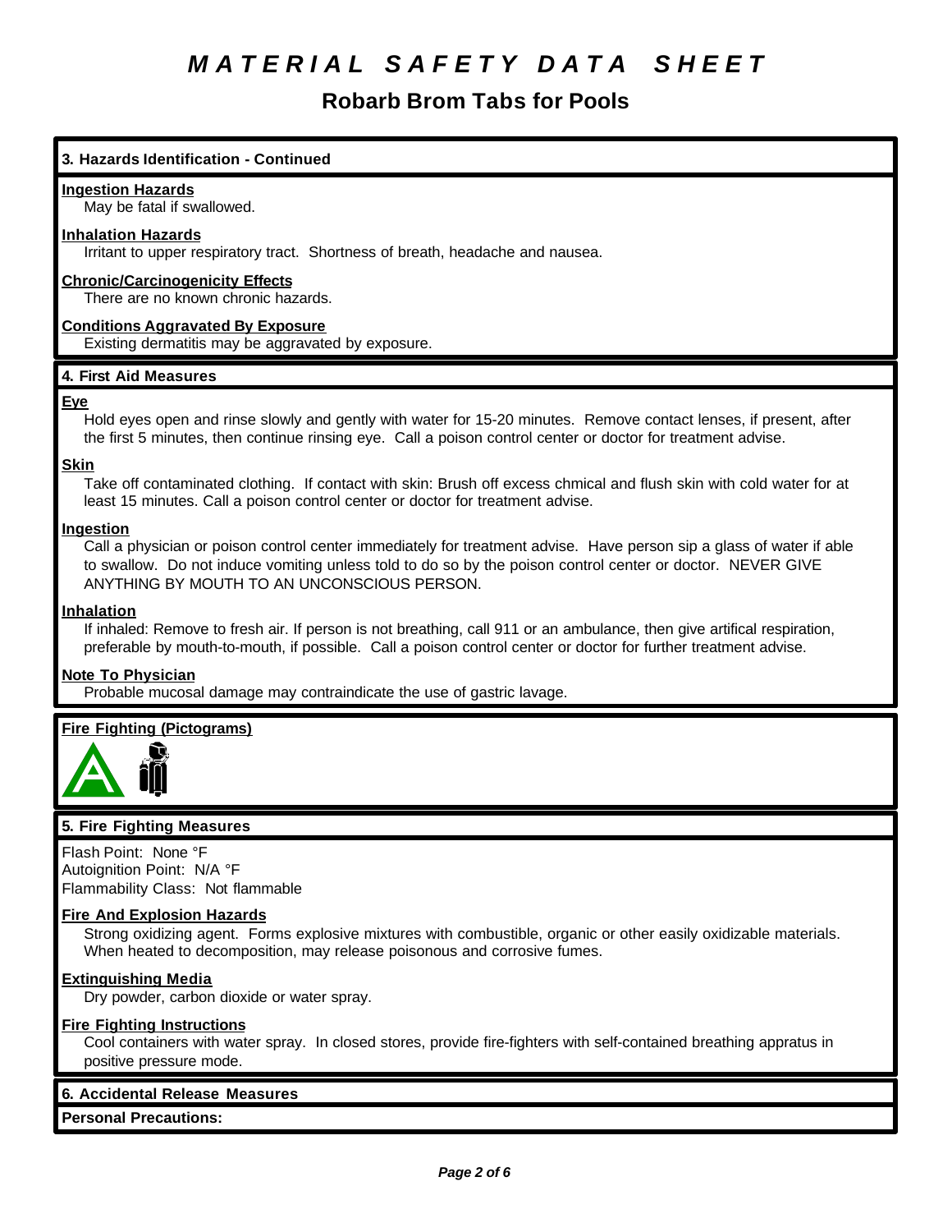# MATERIAL SAFETY DATA SHEET

## Robarb Brom Tabs for Pools

### 3. Hazards Identification - Continued

**Ingestion Hazards**

May be fatal if swallowed.

**Inhalation Hazards**

Irritant to upper respiratory tract. Shortness of breath, headache and nausea.

**Chronic/Carcinogenicity Effects**

There are no known chronic hazards.

**Conditions Aggravated By Exposure**

Existing dermatitis may be aggravated by exposure.

### 4. First Aid Measures

**Eye**

Hold eyes open and rinse slowly and gently with water for 15-20 minutes. Remove contact lenses, if present, after the first 5 minutes, then continue rinsing eye. Call a poison control center or doctor for treatment advise.

**Skin**

Take off contaminated clothing. If contact with skin: Brush off excess chmical and flush skin with cold water for at least 15 minutes. Call a poison control center or doctor for treatment advise.

**Ingestion**

Call a physician or poison control center immediately for treatment advise. Have person sip a glass of water if able to swallow. Do not induce vomiting unless told to do so by the poison control center or doctor. NEVER GIVE ANYTHING BY MOUTH TO AN UNCONSCIOUS PERSON.

**Inhalation**

If inhaled: Remove to fresh air. If person is not breathing, call 911 or an ambulance, then give artifical respiration, preferable by mouth-to-mouth, if possible. Call a poison control center or doctor for further treatment advise.

**Note To Physician**

Probable mucosal damage may contraindicate the use of gastric lavage.

**Fire Fighting (Pictograms)**

### 5. Fire Fighting Measures

Flash Point: None °F
Autoignition Point: N/A °F
Flammability Class: Not flammable

**Fire And Explosion Hazards**

Strong oxidizing agent. Forms explosive mixtures with combustible, organic or other easily oxidizable materials. When heated to decomposition, may release poisonous and corrosive fumes.

**Extinguishing Media**

Dry powder, carbon dioxide or water spray.

**Fire Fighting Instructions**

Cool containers with water spray. In closed stores, provide fire-fighters with self-contained breathing appratus in positive pressure mode.

### 6. Accidental Release Measures

**Personal Precautions:**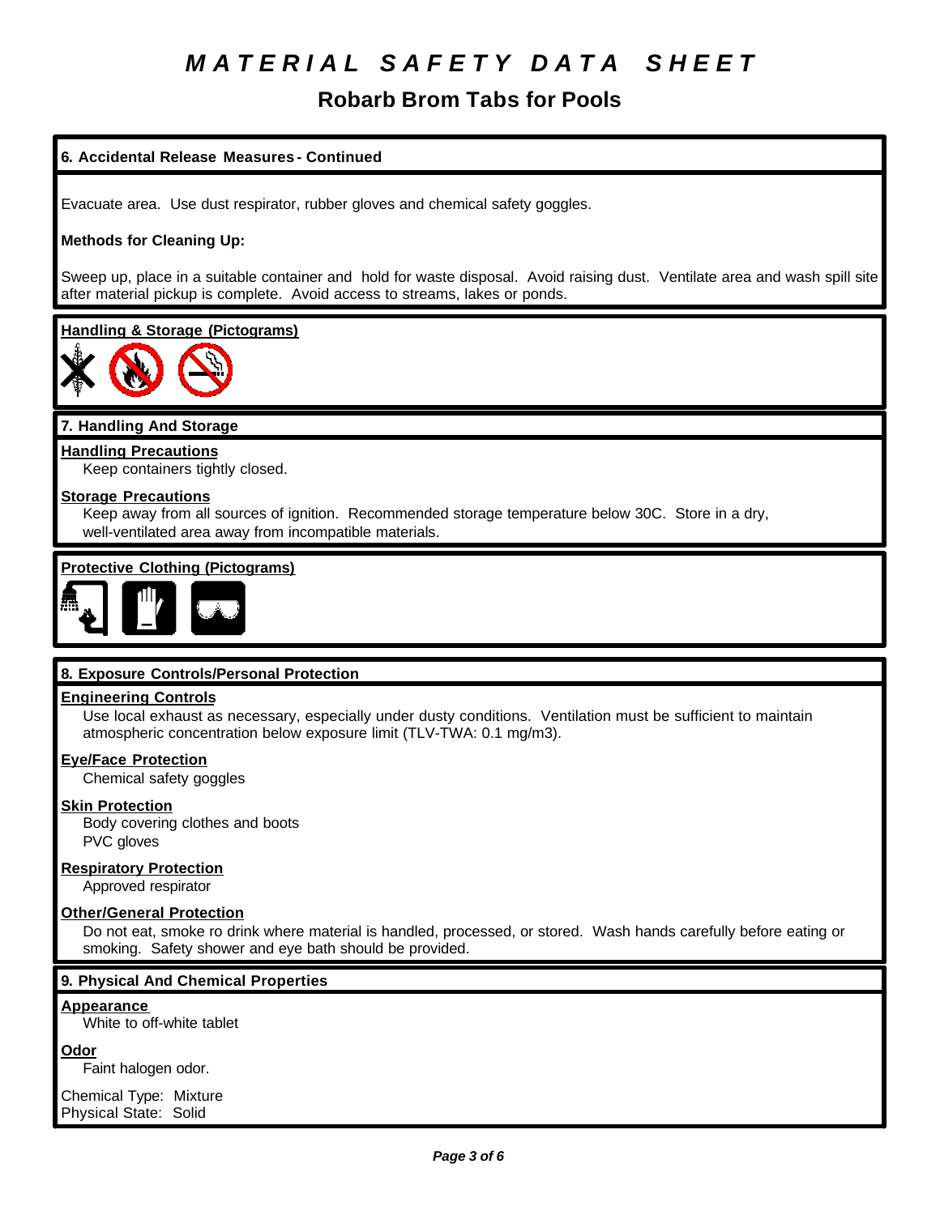# MATERIAL SAFETY DATA SHEET

## Robarb Brom Tabs for Pools

### 6. Accidental Release Measures - Continued

Evacuate area. Use dust respirator, rubber gloves and chemical safety goggles.

**Methods for Cleaning Up:**

Sweep up, place in a suitable container and hold for waste disposal. Avoid raising dust. Ventilate area and wash spill site after material pickup is complete. Avoid access to streams, lakes or ponds.

**Handling & Storage (Pictograms)**

### 7. Handling And Storage

**Handling Precautions**

Keep containers tightly closed.

**Storage Precautions**

Keep away from all sources of ignition. Recommended storage temperature below 30C. Store in a dry, well-ventilated area away from incompatible materials.

**Protective Clothing (Pictograms)**

### 8. Exposure Controls/Personal Protection

**Engineering Controls**

Use local exhaust as necessary, especially under dusty conditions. Ventilation must be sufficient to maintain atmospheric concentration below exposure limit (TLV-TWA: 0.1 mg/m3).

**Eye/Face Protection**

Chemical safety goggles

**Skin Protection**

Body covering clothes and boots
PVC gloves

**Respiratory Protection**

Approved respirator

**Other/General Protection**

Do not eat, smoke ro drink where material is handled, processed, or stored. Wash hands carefully before eating or smoking. Safety shower and eye bath should be provided.

### 9. Physical And Chemical Properties

**Appearance**

White to off-white tablet

**Odor**

Faint halogen odor.

Chemical Type: Mixture
Physical State: Solid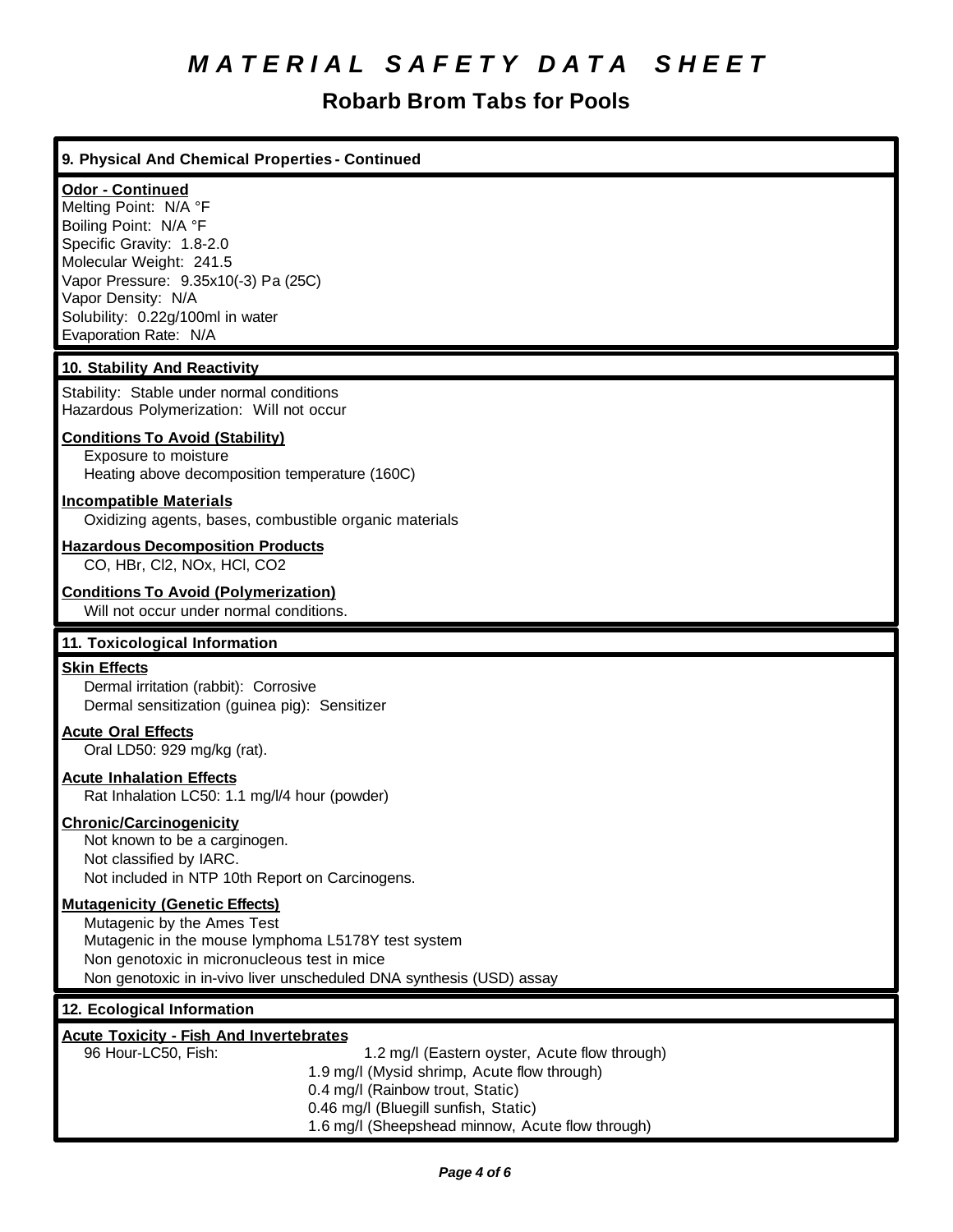# *MATERIAL SAFETY DATA SHEET*

## Robarb Brom Tabs for Pools

### 9. Physical And Chemical Properties - Continued

**Odor - Continued**

Melting Point: N/A °F
Boiling Point: N/A °F
Specific Gravity: 1.8-2.0
Molecular Weight: 241.5
Vapor Pressure: 9.35x10(-3) Pa (25C)
Vapor Density: N/A
Solubility: 0.22g/100ml in water
Evaporation Rate: N/A

### 10. Stability And Reactivity

Stability: Stable under normal conditions
Hazardous Polymerization: Will not occur

**Conditions To Avoid (Stability)**

Exposure to moisture
Heating above decomposition temperature (160C)

**Incompatible Materials**

Oxidizing agents, bases, combustible organic materials

**Hazardous Decomposition Products**

CO, HBr, $Cl_2$, $NO_x$, HCl, $CO_2$

**Conditions To Avoid (Polymerization)**

Will not occur under normal conditions.

### 11. Toxicological Information

**Skin Effects**

Dermal irritation (rabbit): Corrosive
Dermal sensitization (guinea pig): Sensitizer

**Acute Oral Effects**

Oral LD50: 929 mg/kg (rat).

**Acute Inhalation Effects**

Rat Inhalation LC50: 1.1 mg/l/4 hour (powder)

**Chronic/Carcinogenicity**

Not known to be a carginogen.
Not classified by IARC.
Not included in NTP 10th Report on Carcinogens.

**Mutagenicity (Genetic Effects)**

Mutagenic by the Ames Test
Mutagenic in the mouse lymphoma L5178Y test system
Non genotoxic in micronucleous test in mice
Non genotoxic in in-vivo liver unscheduled DNA synthesis (USD) assay

### 12. Ecological Information

**Acute Toxicity - Fish And Invertebrates**

96 Hour-LC50, Fish:
1.2 mg/l (Eastern oyster, Acute flow through)
1.9 mg/l (Mysid shrimp, Acute flow through)
0.4 mg/l (Rainbow trout, Static)
0.46 mg/l (Bluegill sunfish, Static)
1.6 mg/l (Sheepshead minnow, Acute flow through)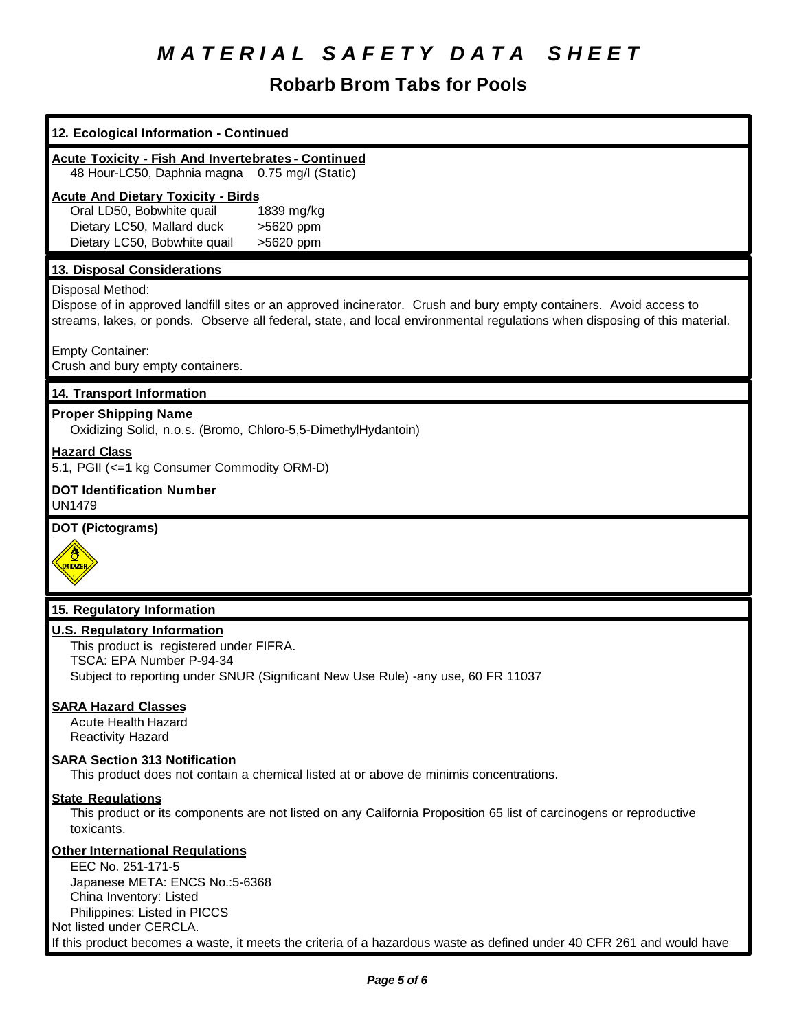# MATERIAL SAFETY DATA SHEET

## Robarb Brom Tabs for Pools

### 12. Ecological Information - Continued

**Acute Toxicity - Fish And Invertebrates - Continued**

48 Hour-LC50, Daphnia magna 0.75 mg/l (Static)

**Acute And Dietary Toxicity - Birds**

| | |
|---|---|
| Oral LD50, Bobwhite quail | 1839 mg/kg |
| Dietary LC50, Mallard duck | >5620 ppm |
| Dietary LC50, Bobwhite quail | >5620 ppm |

### 13. Disposal Considerations

Disposal Method:
Dispose of in approved landfill sites or an approved incinerator. Crush and bury empty containers. Avoid access to streams, lakes, or ponds. Observe all federal, state, and local environmental regulations when disposing of this material.

Empty Container:
Crush and bury empty containers.

### 14. Transport Information

**Proper Shipping Name**

Oxidizing Solid, n.o.s. (Bromo, Chloro-5,5-DimethylHydantoin)

**Hazard Class**

5.1, PGII (<=1 kg Consumer Commodity ORM-D)

**DOT Identification Number**

UN1479

**DOT (Pictograms)**

OXIDIZER

### 15. Regulatory Information

**U.S. Regulatory Information**

This product is registered under FIFRA.
TSCA: EPA Number P-94-34
Subject to reporting under SNUR (Significant New Use Rule) -any use, 60 FR 11037

**SARA Hazard Classes**

Acute Health Hazard
Reactivity Hazard

**SARA Section 313 Notification**

This product does not contain a chemical listed at or above de minimis concentrations.

**State Regulations**

This product or its components are not listed on any California Proposition 65 list of carcinogens or reproductive toxicants.

**Other International Regulations**

EEC No. 251-171-5
Japanese META: ENCS No.:5-6368
China Inventory: Listed
Philippines: Listed in PICCS

Not listed under CERCLA.
If this product becomes a waste, it meets the criteria of a hazardous waste as defined under 40 CFR 261 and would have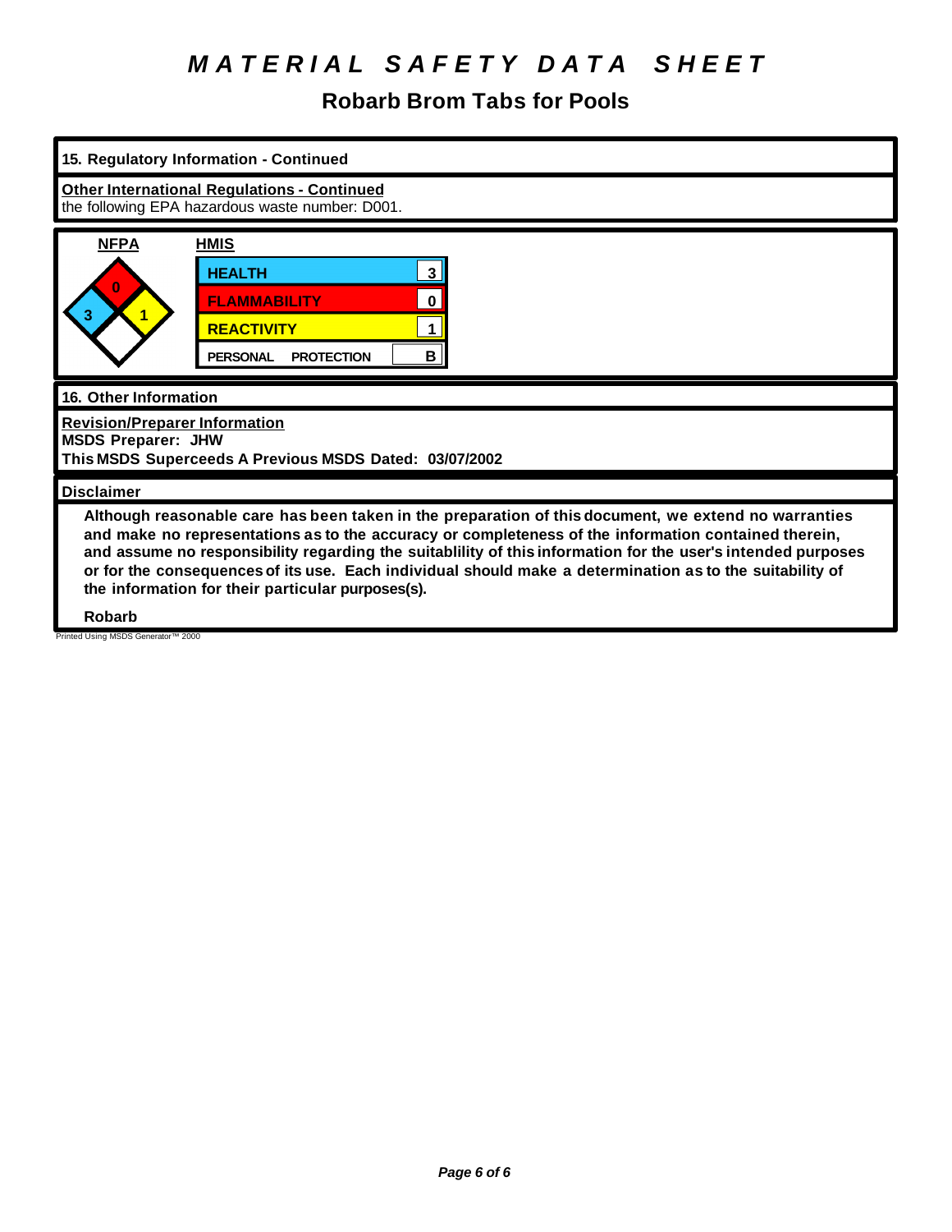# *MATERIAL SAFETY DATA SHEET*

## Robarb Brom Tabs for Pools

### 15. Regulatory Information - Continued

**Other International Regulations - Continued**

the following EPA hazardous waste number: D001.

**NFPA**

0

3 1

**HMIS**

| | |
|---|---|
| HEALTH | 3 |
| FLAMMABILITY | 0 |
| REACTIVITY | 1 |
| PERSONAL PROTECTION | B |

### 16. Other Information

**Revision/Preparer Information**

**MSDS Preparer: JHW**

**This MSDS Superceeds A Previous MSDS Dated: 03/07/2002**

### Disclaimer

**Although reasonable care has been taken in the preparation of this document, we extend no warranties and make no representations as to the accuracy or completeness of the information contained therein, and assume no responsibility regarding the suitablility of this information for the user's intended purposes or for the consequences of its use. Each individual should make a determination as to the suitability of the information for their particular purposes(s).**

**Robarb**

Printed Using MSDS Generator™ 2000